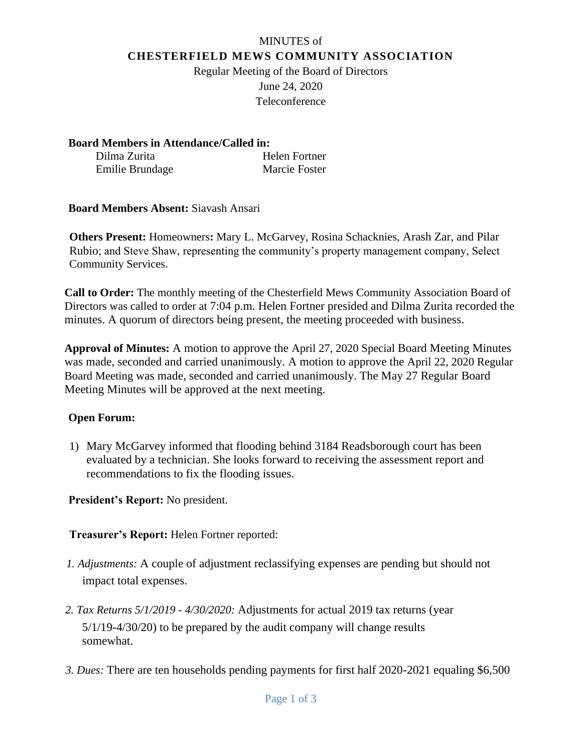MINUTES of

**CHESTERFIELD MEWS COMMUNITY ASSOCIATION**

Regular Meeting of the Board of Directors

June 24, 2020

Teleconference

**Board Members in Attendance/Called in:**

Dilma Zurita
Emilie Brundage
Helen Fortner
Marcie Foster

**Board Members Absent:** Siavash Ansari

**Others Present:** Homeowners**:** Mary L. McGarvey, Rosina Schacknies, Arash Zar, and Pilar Rubio; and Steve Shaw, representing the community's property management company, Select Community Services.

**Call to Order:** The monthly meeting of the Chesterfield Mews Community Association Board of Directors was called to order at 7:04 p.m. Helen Fortner presided and Dilma Zurita recorded the minutes. A quorum of directors being present, the meeting proceeded with business.

**Approval of Minutes:** A motion to approve the April 27, 2020 Special Board Meeting Minutes was made, seconded and carried unanimously. A motion to approve the April 22, 2020 Regular Board Meeting was made, seconded and carried unanimously. The May 27 Regular Board Meeting Minutes will be approved at the next meeting.

**Open Forum:**

1) Mary McGarvey informed that flooding behind 3184 Readsborough court has been evaluated by a technician. She looks forward to receiving the assessment report and recommendations to fix the flooding issues.

**President's Report:** No president.

**Treasurer's Report:** Helen Fortner reported:

1. *Adjustments:* A couple of adjustment reclassifying expenses are pending but should not impact total expenses.

2. *Tax Returns 5/1/2019 - 4/30/2020:* Adjustments for actual 2019 tax returns (year 5/1/19-4/30/20) to be prepared by the audit company will change results somewhat.

3. *Dues:* There are ten households pending payments for first half 2020-2021 equaling $6,500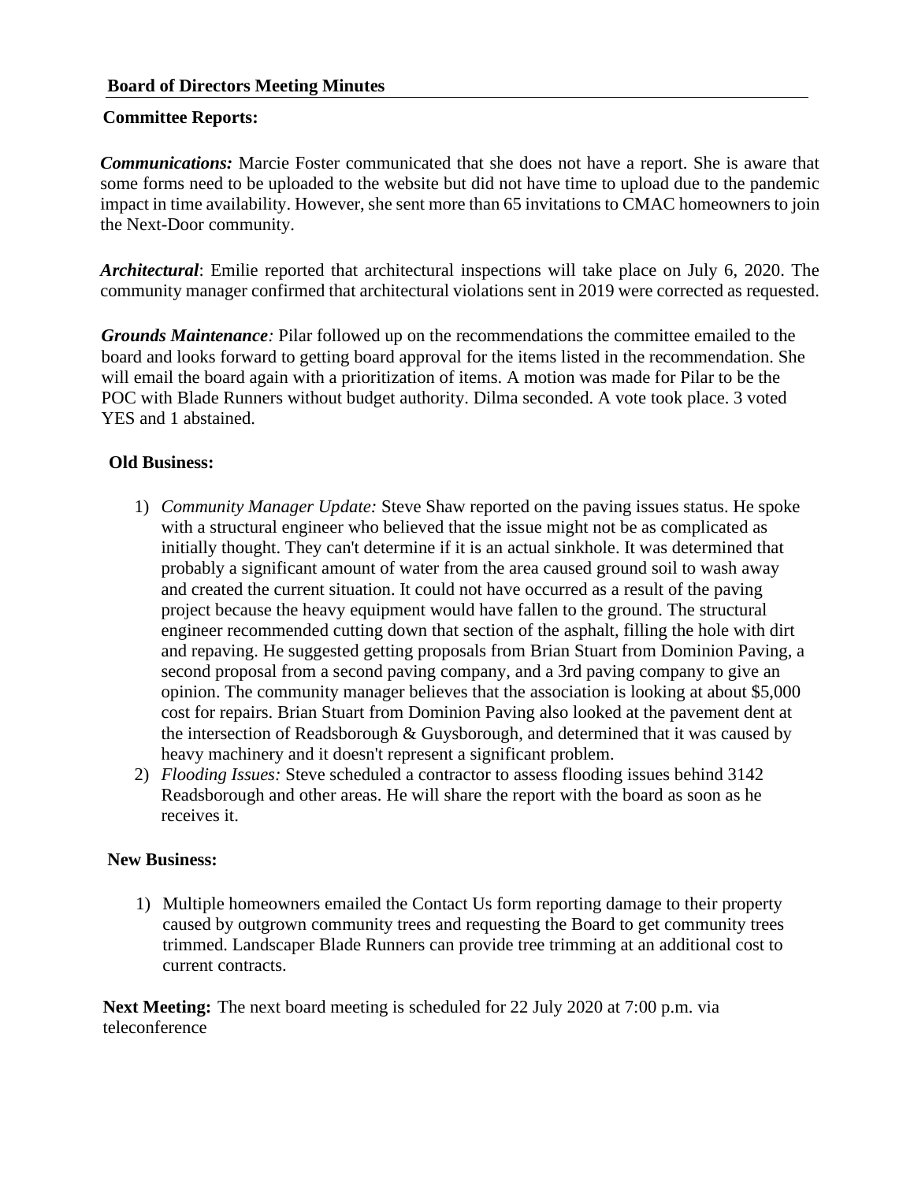## Board of Directors Meeting Minutes

### Committee Reports:

***Communications:*** Marcie Foster communicated that she does not have a report. She is aware that some forms need to be uploaded to the website but did not have time to upload due to the pandemic impact in time availability. However, she sent more than 65 invitations to CMAC homeowners to join the Next-Door community.

***Architectural***: Emilie reported that architectural inspections will take place on July 6, 2020. The community manager confirmed that architectural violations sent in 2019 were corrected as requested.

***Grounds Maintenance****:* Pilar followed up on the recommendations the committee emailed to the board and looks forward to getting board approval for the items listed in the recommendation. She will email the board again with a prioritization of items. A motion was made for Pilar to be the POC with Blade Runners without budget authority. Dilma seconded. A vote took place. 3 voted YES and 1 abstained.

### Old Business:

1) *Community Manager Update:* Steve Shaw reported on the paving issues status. He spoke with a structural engineer who believed that the issue might not be as complicated as initially thought. They can't determine if it is an actual sinkhole. It was determined that probably a significant amount of water from the area caused ground soil to wash away and created the current situation. It could not have occurred as a result of the paving project because the heavy equipment would have fallen to the ground. The structural engineer recommended cutting down that section of the asphalt, filling the hole with dirt and repaving. He suggested getting proposals from Brian Stuart from Dominion Paving, a second proposal from a second paving company, and a 3rd paving company to give an opinion. The community manager believes that the association is looking at about $5,000 cost for repairs. Brian Stuart from Dominion Paving also looked at the pavement dent at the intersection of Readsborough & Guysborough, and determined that it was caused by heavy machinery and it doesn't represent a significant problem.
2) *Flooding Issues:* Steve scheduled a contractor to assess flooding issues behind 3142 Readsborough and other areas. He will share the report with the board as soon as he receives it.

### New Business:

1) Multiple homeowners emailed the Contact Us form reporting damage to their property caused by outgrown community trees and requesting the Board to get community trees trimmed. Landscaper Blade Runners can provide tree trimming at an additional cost to current contracts.

**Next Meeting:** The next board meeting is scheduled for 22 July 2020 at 7:00 p.m. via teleconference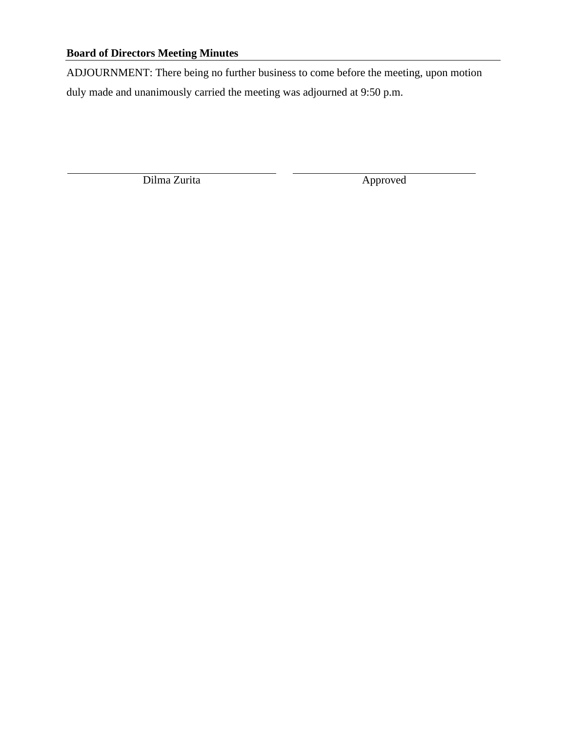ADJOURNMENT: There being no further business to come before the meeting, upon motion duly made and unanimously carried the meeting was adjourned at 9:50 p.m.

| | |
|---|---|
| Dilma Zurita | Approved |